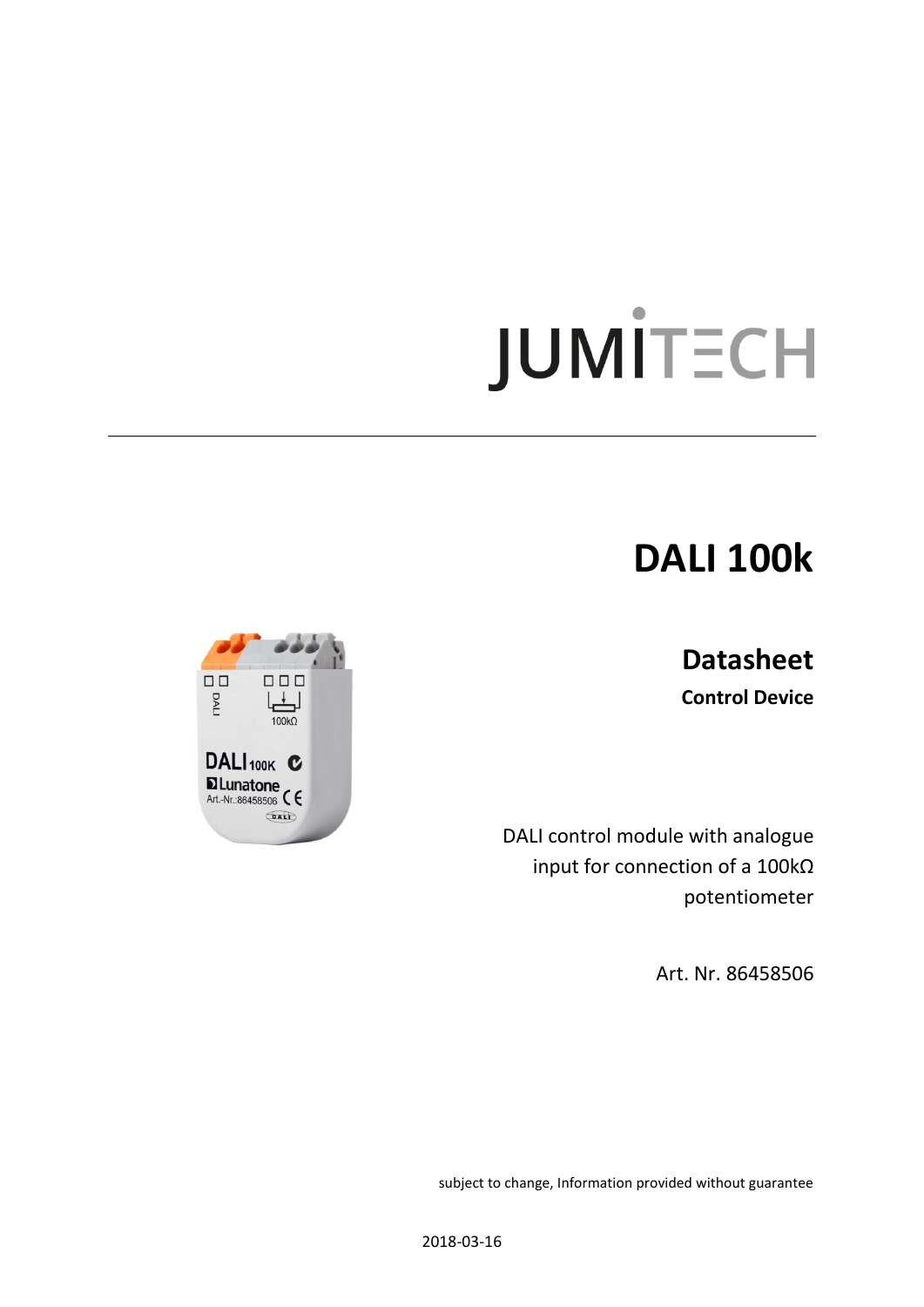JUMITECH

# DALI 100k

## Datasheet

**Control Device**

DALI control module with analogue input for connection of a 100kΩ potentiometer

Art. Nr. 86458506

subject to change, Information provided without guarantee

2018-03-16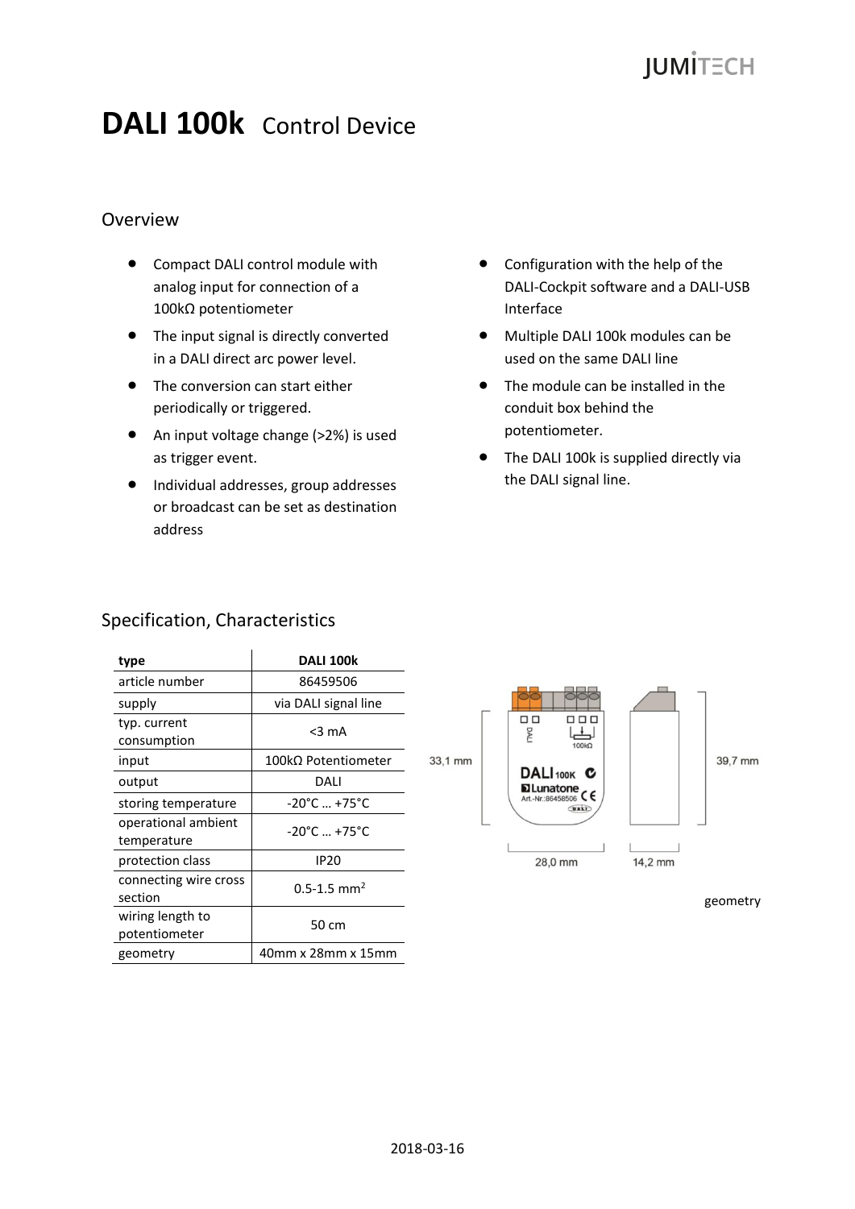# DALI 100k Control Device

## Overview

- Compact DALI control module with analog input for connection of a 100kΩ potentiometer
- The input signal is directly converted in a DALI direct arc power level.
- The conversion can start either periodically or triggered.
- An input voltage change (>2%) is used as trigger event.
- Individual addresses, group addresses or broadcast can be set as destination address
- Configuration with the help of the DALI-Cockpit software and a DALI-USB Interface
- Multiple DALI 100k modules can be used on the same DALI line
- The module can be installed in the conduit box behind the potentiometer.
- The DALI 100k is supplied directly via the DALI signal line.

## Specification, Characteristics

| type | DALI 100k |
|---|---|
| article number | 86459506 |
| supply | via DALI signal line |
| typ. current consumption | <3 mA |
| input | 100kΩ Potentiometer |
| output | DALI |
| storing temperature | -20°C … +75°C |
| operational ambient temperature | -20°C … +75°C |
| protection class | IP20 |
| connecting wire cross section | 0.5-1.5 $mm^2$ |
| wiring length to potentiometer | 50 cm |
| geometry | 40mm x 28mm x 15mm |

33,1 mm 39,7 mm 28,0 mm 14,2 mm

geometry

2018-03-16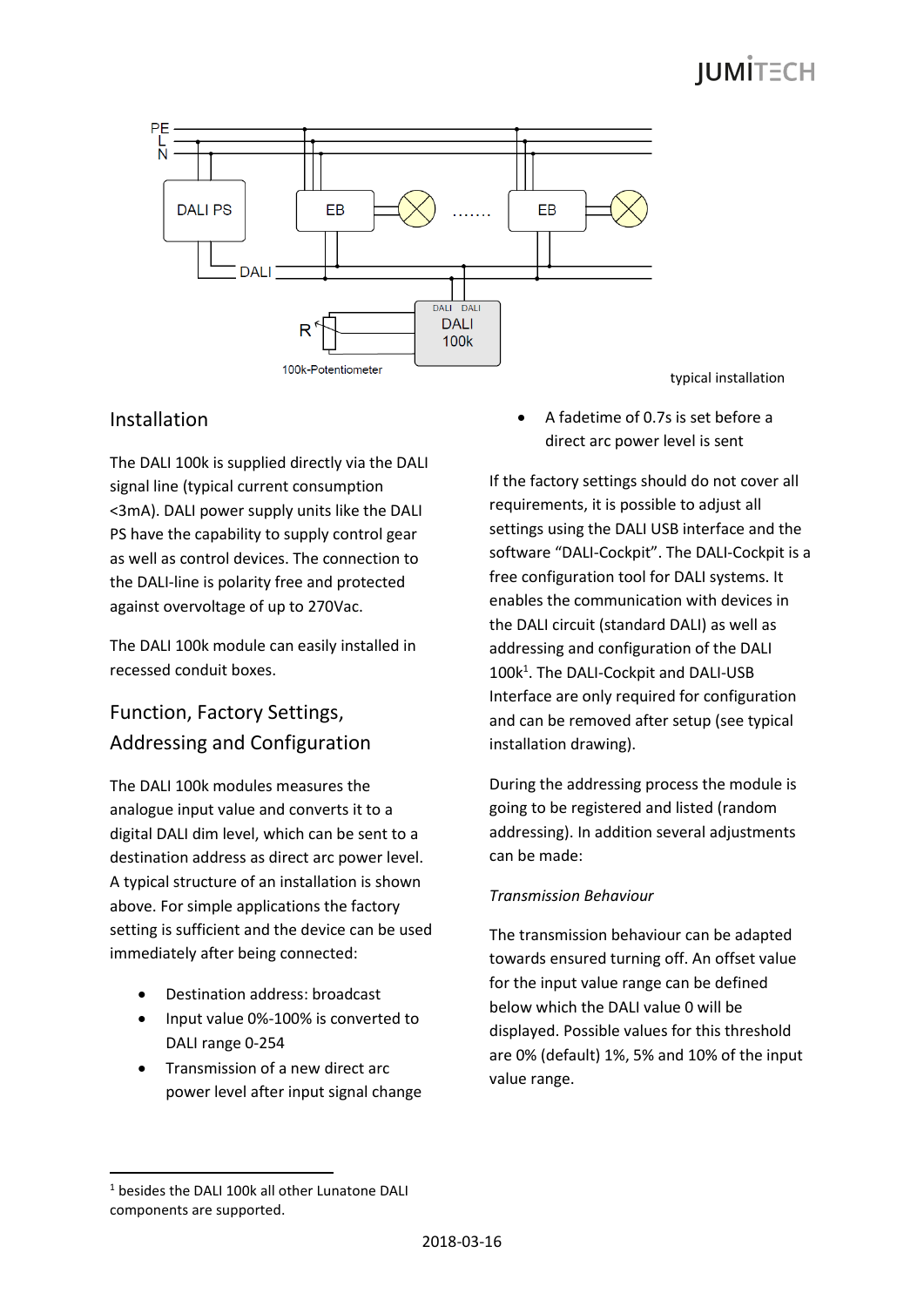typical installation

## Installation

The DALI 100k is supplied directly via the DALI signal line (typical current consumption <3mA). DALI power supply units like the DALI PS have the capability to supply control gear as well as control devices. The connection to the DALI-line is polarity free and protected against overvoltage of up to 270Vac.

The DALI 100k module can easily installed in recessed conduit boxes.

## Function, Factory Settings, Addressing and Configuration

The DALI 100k modules measures the analogue input value and converts it to a digital DALI dim level, which can be sent to a destination address as direct arc power level. A typical structure of an installation is shown above. For simple applications the factory setting is sufficient and the device can be used immediately after being connected:

- Destination address: broadcast
- Input value 0%-100% is converted to DALI range 0-254
- Transmission of a new direct arc power level after input signal change
- A fadetime of 0.7s is set before a direct arc power level is sent

If the factory settings should do not cover all requirements, it is possible to adjust all settings using the DALI USB interface and the software “DALI-Cockpit”. The DALI-Cockpit is a free configuration tool for DALI systems. It enables the communication with devices in the DALI circuit (standard DALI) as well as addressing and configuration of the DALI 100k[1]. The DALI-Cockpit and DALI-USB Interface are only required for configuration and can be removed after setup (see typical installation drawing).

During the addressing process the module is going to be registered and listed (random addressing). In addition several adjustments can be made:

*Transmission Behaviour*

The transmission behaviour can be adapted towards ensured turning off. An offset value for the input value range can be defined below which the DALI value 0 will be displayed. Possible values for this threshold are 0% (default) 1%, 5% and 10% of the input value range.

[1] besides the DALI 100k all other Lunatone DALI components are supported.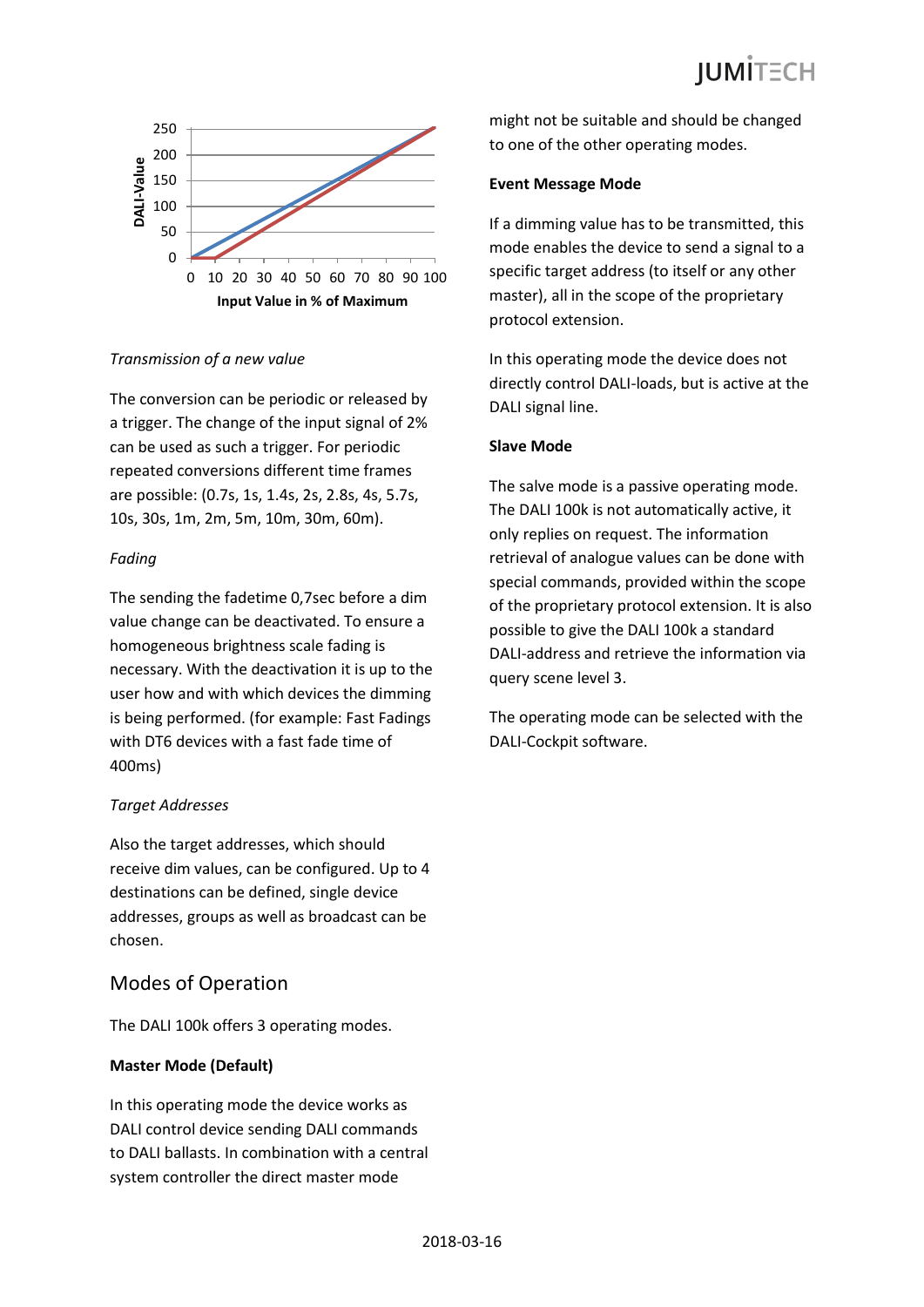*Transmission of a new value*

The conversion can be periodic or released by a trigger. The change of the input signal of 2% can be used as such a trigger. For periodic repeated conversions different time frames are possible: (0.7s, 1s, 1.4s, 2s, 2.8s, 4s, 5.7s, 10s, 30s, 1m, 2m, 5m, 10m, 30m, 60m).

*Fading*

The sending the fadetime 0,7sec before a dim value change can be deactivated. To ensure a homogeneous brightness scale fading is necessary. With the deactivation it is up to the user how and with which devices the dimming is being performed. (for example: Fast Fadings with DT6 devices with a fast fade time of 400ms)

*Target Addresses*

Also the target addresses, which should receive dim values, can be configured. Up to 4 destinations can be defined, single device addresses, groups as well as broadcast can be chosen.

## Modes of Operation

The DALI 100k offers 3 operating modes.

**Master Mode (Default)**

In this operating mode the device works as DALI control device sending DALI commands to DALI ballasts. In combination with a central system controller the direct master mode might not be suitable and should be changed to one of the other operating modes.

**Event Message Mode**

If a dimming value has to be transmitted, this mode enables the device to send a signal to a specific target address (to itself or any other master), all in the scope of the proprietary protocol extension.

In this operating mode the device does not directly control DALI-loads, but is active at the DALI signal line.

**Slave Mode**

The salve mode is a passive operating mode. The DALI 100k is not automatically active, it only replies on request. The information retrieval of analogue values can be done with special commands, provided within the scope of the proprietary protocol extension. It is also possible to give the DALI 100k a standard DALI-address and retrieve the information via query scene level 3.

The operating mode can be selected with the DALI-Cockpit software.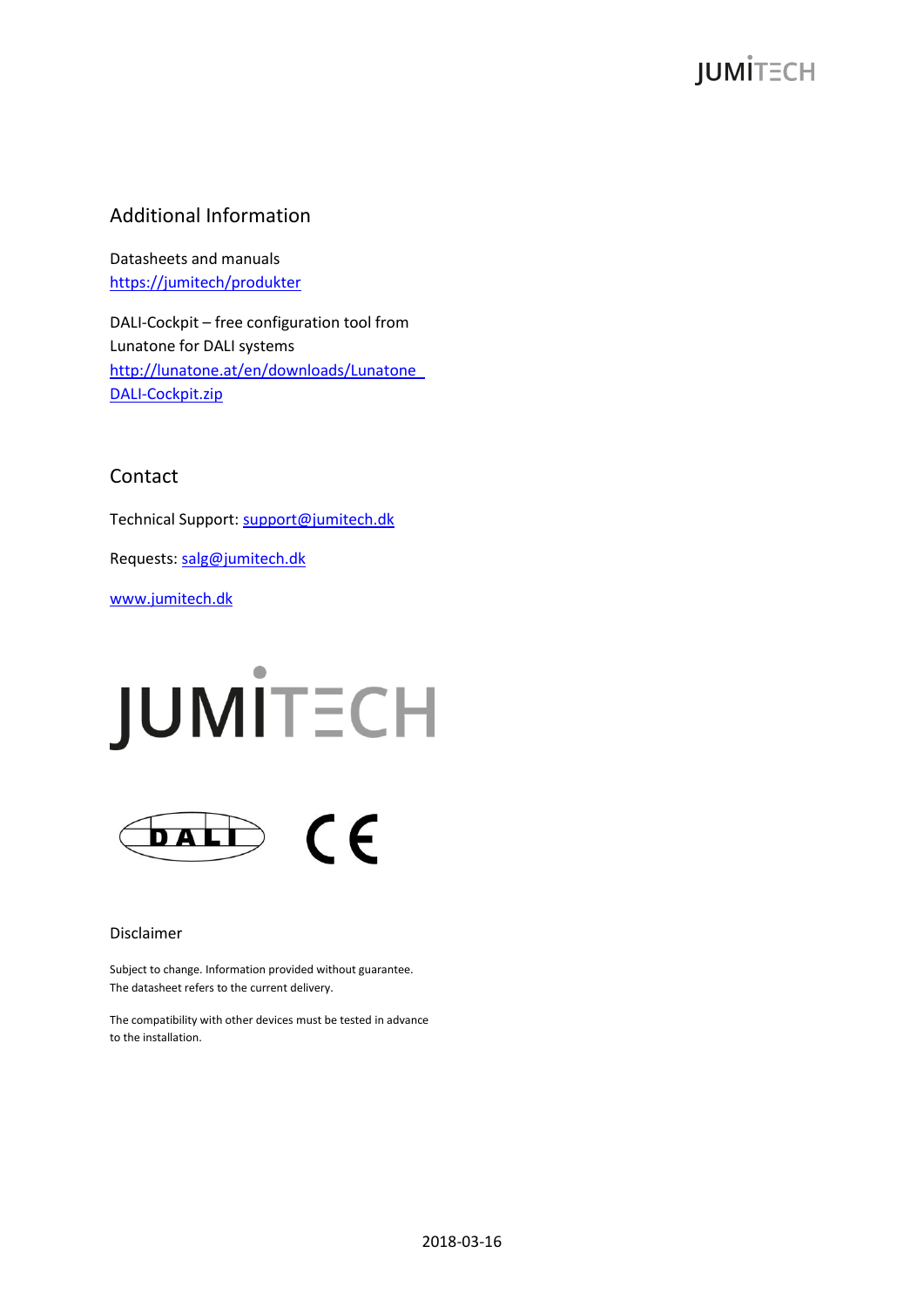## Additional Information

Datasheets and manuals
https://jumitech/produkter

DALI-Cockpit – free configuration tool from Lunatone for DALI systems
http://lunatone.at/en/downloads/Lunatone_DALI-Cockpit.zip

## Contact

Technical Support: support@jumitech.dk

Requests: salg@jumitech.dk

www.jumitech.dk

### Disclaimer

Subject to change. Information provided without guarantee.
The datasheet refers to the current delivery.

The compatibility with other devices must be tested in advance to the installation.

2018-03-16